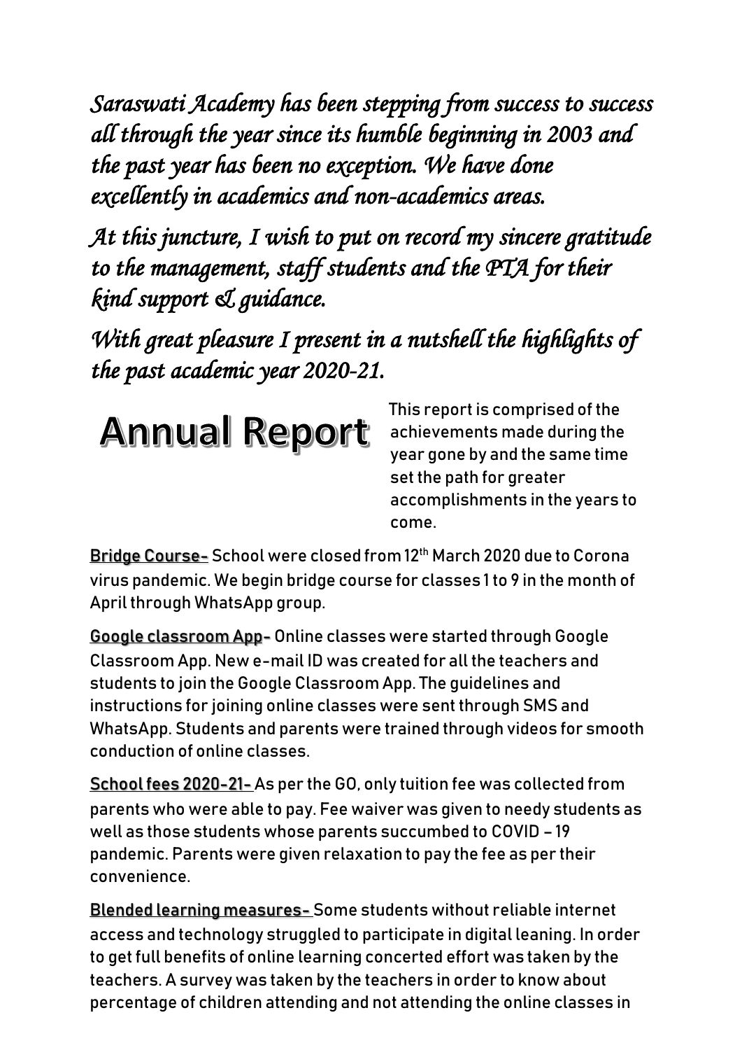*Saraswati Academy has been stepping from success to success all through the year since its humble beginning in 2003 and the past year has been no exception. We have done excellently in academics and non-academics areas.*

*At this juncture, I wish to put on record my sincere gratitude to the management, staff students and the PTA for their kind support & guidance.*

*With great pleasure I present in a nutshell the highlights of the past academic year 2020-21.*

# Annual Report

This report is comprised of the achievements made during the year gone by and the same time set the path for greater accomplishments in the years to come.

**Bridge Course-** School were closed from 12th March 2020 due to Corona virus pandemic. We begin bridge course for classes 1 to 9 in the month of April through WhatsApp group.

**Google classroom App-** Online classes were started through Google Classroom App. New e-mail ID was created for all the teachers and students to join the Google Classroom App. The guidelines and instructions for joining online classes were sent through SMS and WhatsApp. Students and parents were trained through videos for smooth conduction of online classes.

**School fees 2020-21-** As per the GO, only tuition fee was collected from parents who were able to pay. Fee waiver was given to needy students as well as those students whose parents succumbed to COVID – 19 pandemic. Parents were given relaxation to pay the fee as per their convenience.

**Blended learning measures-** Some students without reliable internet access and technology struggled to participate in digital leaning. In order to get full benefits of online learning concerted effort was taken by the teachers. A survey was taken by the teachers in order to know about percentage of children attending and not attending the online classes in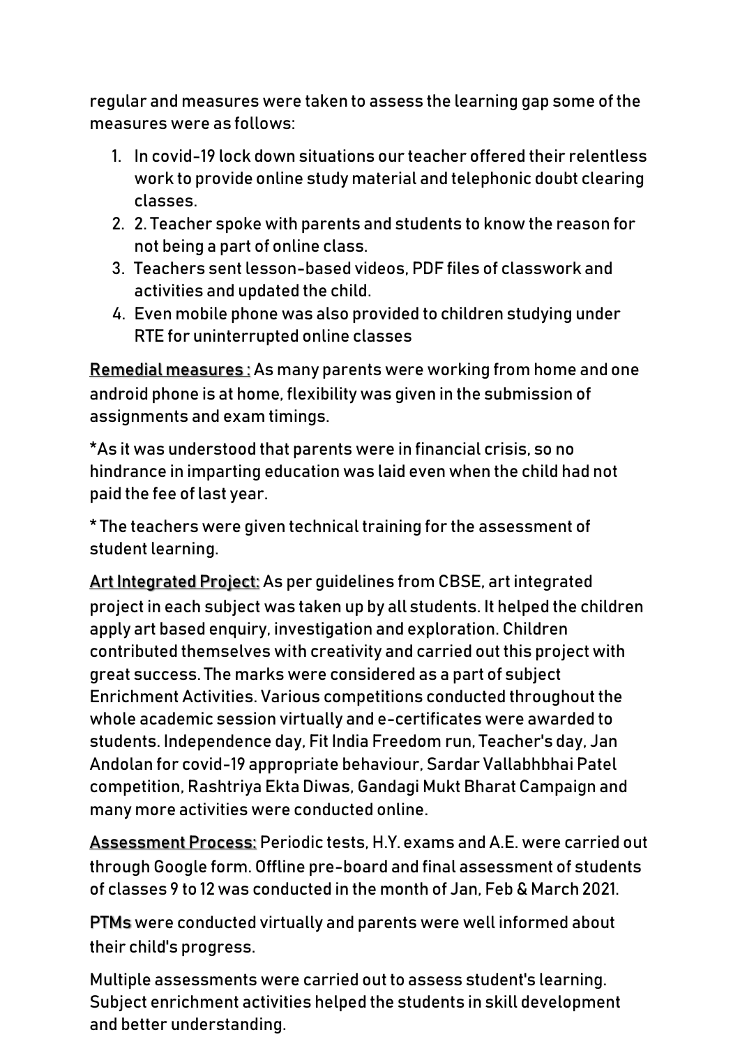regular and measures were taken to assess the learning gap some of the measures were as follows:

1. In covid-19 lock down situations our teacher offered their relentless work to provide online study material and telephonic doubt clearing classes.
2. 2. Teacher spoke with parents and students to know the reason for not being a part of online class.
3. Teachers sent lesson-based videos, PDF files of classwork and activities and updated the child.
4. Even mobile phone was also provided to children studying under RTE for uninterrupted online classes

**Remedial measures :** As many parents were working from home and one android phone is at home, flexibility was given in the submission of assignments and exam timings.

*As it was understood that parents were in financial crisis, so no hindrance in imparting education was laid even when the child had not paid the fee of last year.

* The teachers were given technical training for the assessment of student learning.

**Art Integrated Project:** As per guidelines from CBSE, art integrated project in each subject was taken up by all students. It helped the children apply art based enquiry, investigation and exploration. Children contributed themselves with creativity and carried out this project with great success. The marks were considered as a part of subject Enrichment Activities. Various competitions conducted throughout the whole academic session virtually and e-certificates were awarded to students. Independence day, Fit India Freedom run, Teacher's day, Jan Andolan for covid-19 appropriate behaviour, Sardar Vallabhbhai Patel competition, Rashtriya Ekta Diwas, Gandagi Mukt Bharat Campaign and many more activities were conducted online.

**Assessment Process:** Periodic tests, H.Y. exams and A.E. were carried out through Google form. Offline pre-board and final assessment of students of classes 9 to 12 was conducted in the month of Jan, Feb & March 2021.

**PTMs** were conducted virtually and parents were well informed about their child's progress.

Multiple assessments were carried out to assess student's learning. Subject enrichment activities helped the students in skill development and better understanding.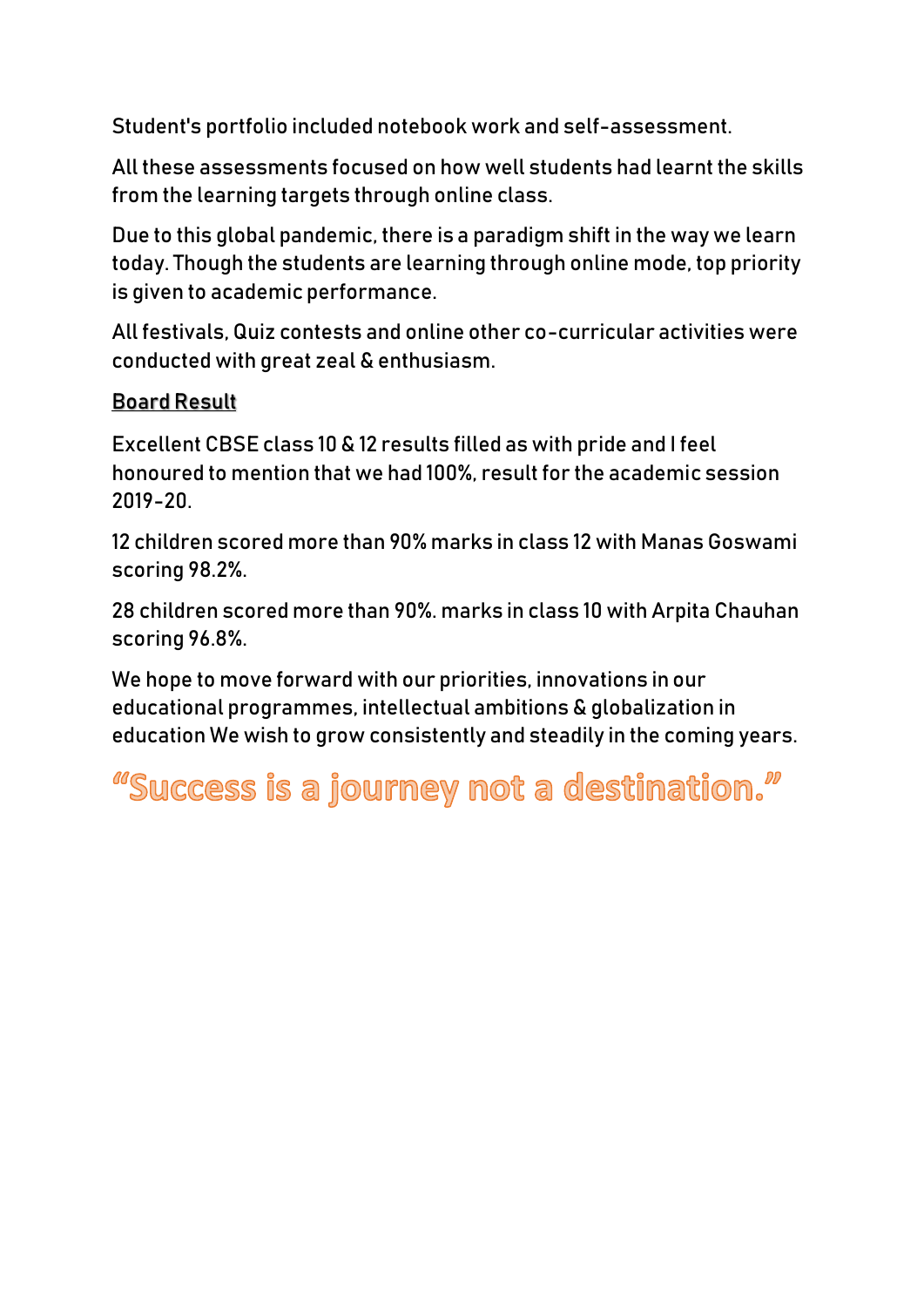Student's portfolio included notebook work and self-assessment.

All these assessments focused on how well students had learnt the skills from the learning targets through online class.

Due to this global pandemic, there is a paradigm shift in the way we learn today. Though the students are learning through online mode, top priority is given to academic performance.

All festivals, Quiz contests and online other co-curricular activities were conducted with great zeal & enthusiasm.

**Board Result**

Excellent CBSE class 10 & 12 results filled as with pride and I feel honoured to mention that we had 100%, result for the academic session 2019-20.

12 children scored more than 90% marks in class 12 with Manas Goswami scoring 98.2%.

28 children scored more than 90%. marks in class 10 with Arpita Chauhan scoring 96.8%.

We hope to move forward with our priorities, innovations in our educational programmes, intellectual ambitions & globalization in education We wish to grow consistently and steadily in the coming years.

## "Success is a journey not a destination."